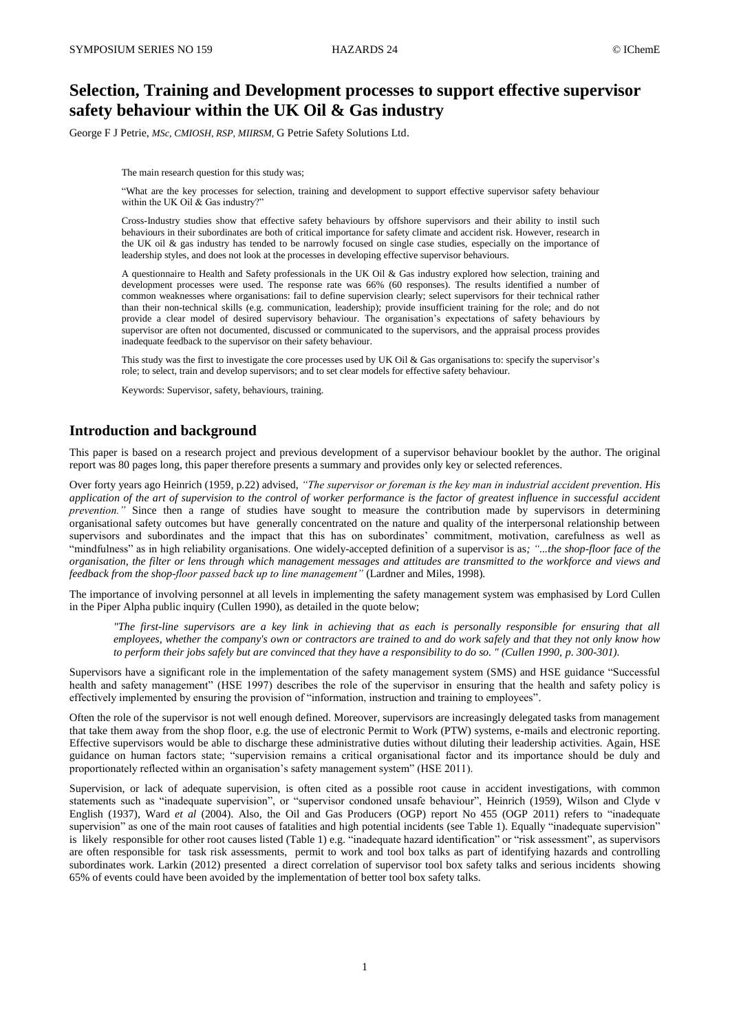# Selection, Training and Development processes to support effective supervisor safety behaviour within the UK Oil & Gas industry

George F J Petrie, *MSc, CMIOSH, RSP, MIIRSM,* G Petrie Safety Solutions Ltd.

The main research question for this study was;

"What are the key processes for selection, training and development to support effective supervisor safety behaviour within the UK Oil & Gas industry?"

Cross-Industry studies show that effective safety behaviours by offshore supervisors and their ability to instil such behaviours in their subordinates are both of critical importance for safety climate and accident risk. However, research in the UK oil & gas industry has tended to be narrowly focused on single case studies, especially on the importance of leadership styles, and does not look at the processes in developing effective supervisor behaviours.

A questionnaire to Health and Safety professionals in the UK Oil & Gas industry explored how selection, training and development processes were used. The response rate was 66% (60 responses). The results identified a number of common weaknesses where organisations: fail to define supervision clearly; select supervisors for their technical rather than their non-technical skills (e.g. communication, leadership); provide insufficient training for the role; and do not provide a clear model of desired supervisory behaviour. The organisation's expectations of safety behaviours by supervisor are often not documented, discussed or communicated to the supervisors, and the appraisal process provides inadequate feedback to the supervisor on their safety behaviour.

This study was the first to investigate the core processes used by UK Oil & Gas organisations to: specify the supervisor's role; to select, train and develop supervisors; and to set clear models for effective safety behaviour.

Keywords: Supervisor, safety, behaviours, training.

## Introduction and background

This paper is based on a research project and previous development of a supervisor behaviour booklet by the author. The original report was 80 pages long, this paper therefore presents a summary and provides only key or selected references.

Over forty years ago Heinrich (1959, p.22) advised, *"The supervisor or foreman is the key man in industrial accident prevention. His application of the art of supervision to the control of worker performance is the factor of greatest influence in successful accident prevention."* Since then a range of studies have sought to measure the contribution made by supervisors in determining organisational safety outcomes but have generally concentrated on the nature and quality of the interpersonal relationship between supervisors and subordinates and the impact that this has on subordinates' commitment, motivation, carefulness as well as "mindfulness" as in high reliability organisations. One widely-accepted definition of a supervisor is as; *"...the shop-floor face of the organisation, the filter or lens through which management messages and attitudes are transmitted to the workforce and views and feedback from the shop-floor passed back up to line management"* (Lardner and Miles, 1998).

The importance of involving personnel at all levels in implementing the safety management system was emphasised by Lord Cullen in the Piper Alpha public inquiry (Cullen 1990), as detailed in the quote below;

> *"The first-line supervisors are a key link in achieving that as each is personally responsible for ensuring that all employees, whether the company's own or contractors are trained to and do work safely and that they not only know how to perform their jobs safely but are convinced that they have a responsibility to do so. " (Cullen 1990, p. 300-301).*

Supervisors have a significant role in the implementation of the safety management system (SMS) and HSE guidance "Successful health and safety management" (HSE 1997) describes the role of the supervisor in ensuring that the health and safety policy is effectively implemented by ensuring the provision of "information, instruction and training to employees".

Often the role of the supervisor is not well enough defined. Moreover, supervisors are increasingly delegated tasks from management that take them away from the shop floor, e.g. the use of electronic Permit to Work (PTW) systems, e-mails and electronic reporting. Effective supervisors would be able to discharge these administrative duties without diluting their leadership activities. Again, HSE guidance on human factors state; "supervision remains a critical organisational factor and its importance should be duly and proportionately reflected within an organisation's safety management system" (HSE 2011).

Supervision, or lack of adequate supervision, is often cited as a possible root cause in accident investigations, with common statements such as "inadequate supervision", or "supervisor condoned unsafe behaviour", Heinrich (1959), Wilson and Clyde v English (1937), Ward *et al* (2004). Also, the Oil and Gas Producers (OGP) report No 455 (OGP 2011) refers to "inadequate supervision" as one of the main root causes of fatalities and high potential incidents (see Table 1). Equally "inadequate supervision" is likely responsible for other root causes listed (Table 1) e.g. "inadequate hazard identification" or "risk assessment", as supervisors are often responsible for task risk assessments, permit to work and tool box talks as part of identifying hazards and controlling subordinates work. Larkin (2012) presented a direct correlation of supervisor tool box safety talks and serious incidents showing 65% of events could have been avoided by the implementation of better tool box safety talks.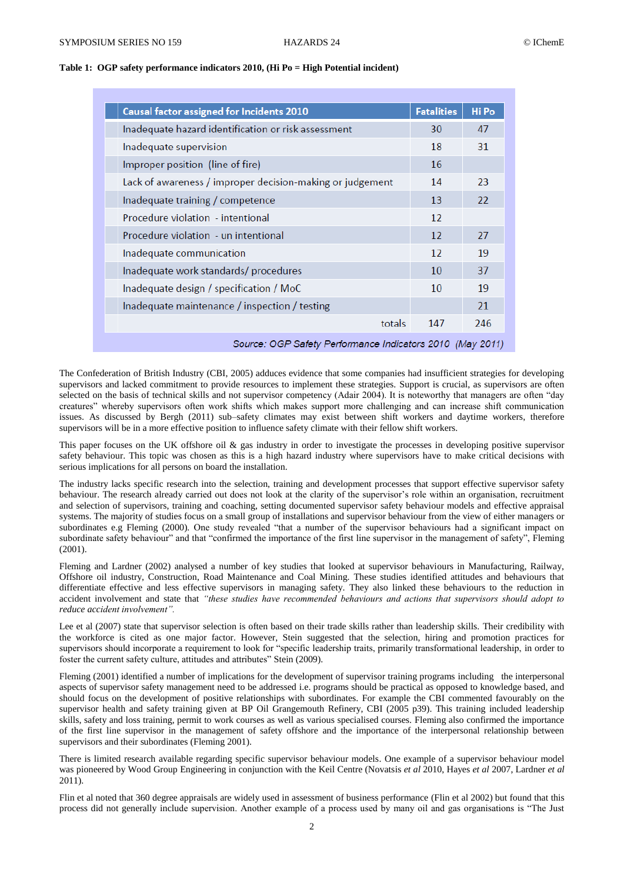**Table 1: OGP safety performance indicators 2010, (Hi Po = High Potential incident)**

| Causal factor assigned for Incidents 2010 | Fatalities | Hi Po |
|---|---|---|
| Inadequate hazard identification or risk assessment | 30 | 47 |
| Inadequate supervision | 18 | 31 |
| Improper position (line of fire) | 16 | |
| Lack of awareness / improper decision-making or judgement | 14 | 23 |
| Inadequate training / competence | 13 | 22 |
| Procedure violation - intentional | 12 | |
| Procedure violation - un intentional | 12 | 27 |
| Inadequate communication | 12 | 19 |
| Inadequate work standards/ procedures | 10 | 37 |
| Inadequate design / specification / MoC | 10 | 19 |
| Inadequate maintenance / inspection / testing | | 21 |
| totals | 147 | 246 |

*Source: OGP Safety Performance Indicators 2010 (May 2011)*

The Confederation of British Industry (CBI, 2005) adduces evidence that some companies had insufficient strategies for developing supervisors and lacked commitment to provide resources to implement these strategies. Support is crucial, as supervisors are often selected on the basis of technical skills and not supervisor competency (Adair 2004). It is noteworthy that managers are often "day creatures" whereby supervisors often work shifts which makes support more challenging and can increase shift communication issues. As discussed by Bergh (2011) sub–safety climates may exist between shift workers and daytime workers, therefore supervisors will be in a more effective position to influence safety climate with their fellow shift workers.

This paper focuses on the UK offshore oil & gas industry in order to investigate the processes in developing positive supervisor safety behaviour. This topic was chosen as this is a high hazard industry where supervisors have to make critical decisions with serious implications for all persons on board the installation.

The industry lacks specific research into the selection, training and development processes that support effective supervisor safety behaviour. The research already carried out does not look at the clarity of the supervisor's role within an organisation, recruitment and selection of supervisors, training and coaching, setting documented supervisor safety behaviour models and effective appraisal systems. The majority of studies focus on a small group of installations and supervisor behaviour from the view of either managers or subordinates e.g Fleming (2000). One study revealed "that a number of the supervisor behaviours had a significant impact on subordinate safety behaviour" and that "confirmed the importance of the first line supervisor in the management of safety", Fleming (2001).

Fleming and Lardner (2002) analysed a number of key studies that looked at supervisor behaviours in Manufacturing, Railway, Offshore oil industry, Construction, Road Maintenance and Coal Mining. These studies identified attitudes and behaviours that differentiate effective and less effective supervisors in managing safety. They also linked these behaviours to the reduction in accident involvement and state that *"these studies have recommended behaviours and actions that supervisors should adopt to reduce accident involvement".*

Lee et al (2007) state that supervisor selection is often based on their trade skills rather than leadership skills. Their credibility with the workforce is cited as one major factor. However, Stein suggested that the selection, hiring and promotion practices for supervisors should incorporate a requirement to look for "specific leadership traits, primarily transformational leadership, in order to foster the current safety culture, attitudes and attributes" Stein (2009).

Fleming (2001) identified a number of implications for the development of supervisor training programs including the interpersonal aspects of supervisor safety management need to be addressed i.e. programs should be practical as opposed to knowledge based, and should focus on the development of positive relationships with subordinates. For example the CBI commented favourably on the supervisor health and safety training given at BP Oil Grangemouth Refinery, CBI (2005 p39). This training included leadership skills, safety and loss training, permit to work courses as well as various specialised courses. Fleming also confirmed the importance of the first line supervisor in the management of safety offshore and the importance of the interpersonal relationship between supervisors and their subordinates (Fleming 2001).

There is limited research available regarding specific supervisor behaviour models. One example of a supervisor behaviour model was pioneered by Wood Group Engineering in conjunction with the Keil Centre (Novatsis *et al* 2010, Hayes *et al* 2007, Lardner *et al* 2011).

Flin et al noted that 360 degree appraisals are widely used in assessment of business performance (Flin et al 2002) but found that this process did not generally include supervision. Another example of a process used by many oil and gas organisations is "The Just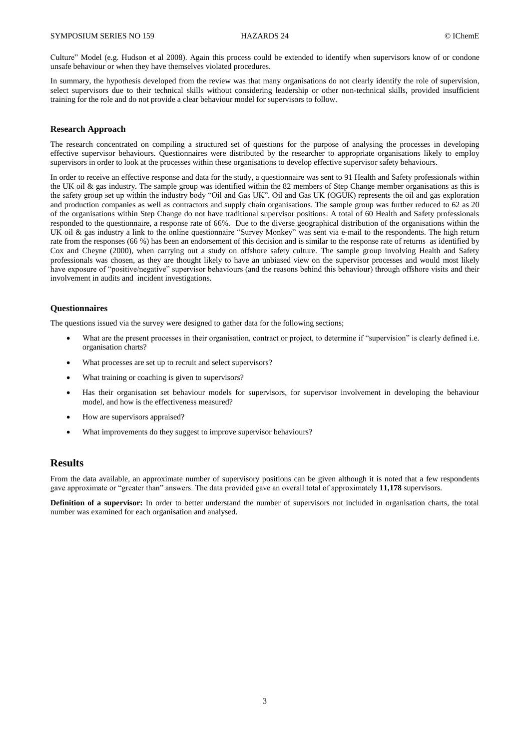Culture" Model (e.g. Hudson et al 2008). Again this process could be extended to identify when supervisors know of or condone unsafe behaviour or when they have themselves violated procedures.

In summary, the hypothesis developed from the review was that many organisations do not clearly identify the role of supervision, select supervisors due to their technical skills without considering leadership or other non-technical skills, provided insufficient training for the role and do not provide a clear behaviour model for supervisors to follow.

### Research Approach

The research concentrated on compiling a structured set of questions for the purpose of analysing the processes in developing effective supervisor behaviours. Questionnaires were distributed by the researcher to appropriate organisations likely to employ supervisors in order to look at the processes within these organisations to develop effective supervisor safety behaviours.

In order to receive an effective response and data for the study, a questionnaire was sent to 91 Health and Safety professionals within the UK oil & gas industry. The sample group was identified within the 82 members of Step Change member organisations as this is the safety group set up within the industry body "Oil and Gas UK". Oil and Gas UK (OGUK) represents the oil and gas exploration and production companies as well as contractors and supply chain organisations. The sample group was further reduced to 62 as 20 of the organisations within Step Change do not have traditional supervisor positions. A total of 60 Health and Safety professionals responded to the questionnaire, a response rate of 66%. Due to the diverse geographical distribution of the organisations within the UK oil & gas industry a link to the online questionnaire "Survey Monkey" was sent via e-mail to the respondents. The high return rate from the responses (66 %) has been an endorsement of this decision and is similar to the response rate of returns as identified by Cox and Cheyne (2000), when carrying out a study on offshore safety culture. The sample group involving Health and Safety professionals was chosen, as they are thought likely to have an unbiased view on the supervisor processes and would most likely have exposure of "positive/negative" supervisor behaviours (and the reasons behind this behaviour) through offshore visits and their involvement in audits and incident investigations.

### Questionnaires

The questions issued via the survey were designed to gather data for the following sections;

- What are the present processes in their organisation, contract or project, to determine if "supervision" is clearly defined i.e. organisation charts?
- What processes are set up to recruit and select supervisors?
- What training or coaching is given to supervisors?
- Has their organisation set behaviour models for supervisors, for supervisor involvement in developing the behaviour model, and how is the effectiveness measured?
- How are supervisors appraised?
- What improvements do they suggest to improve supervisor behaviours?

## Results

From the data available, an approximate number of supervisory positions can be given although it is noted that a few respondents gave approximate or "greater than" answers. The data provided gave an overall total of approximately **11,178** supervisors.

**Definition of a supervisor:** In order to better understand the number of supervisors not included in organisation charts, the total number was examined for each organisation and analysed.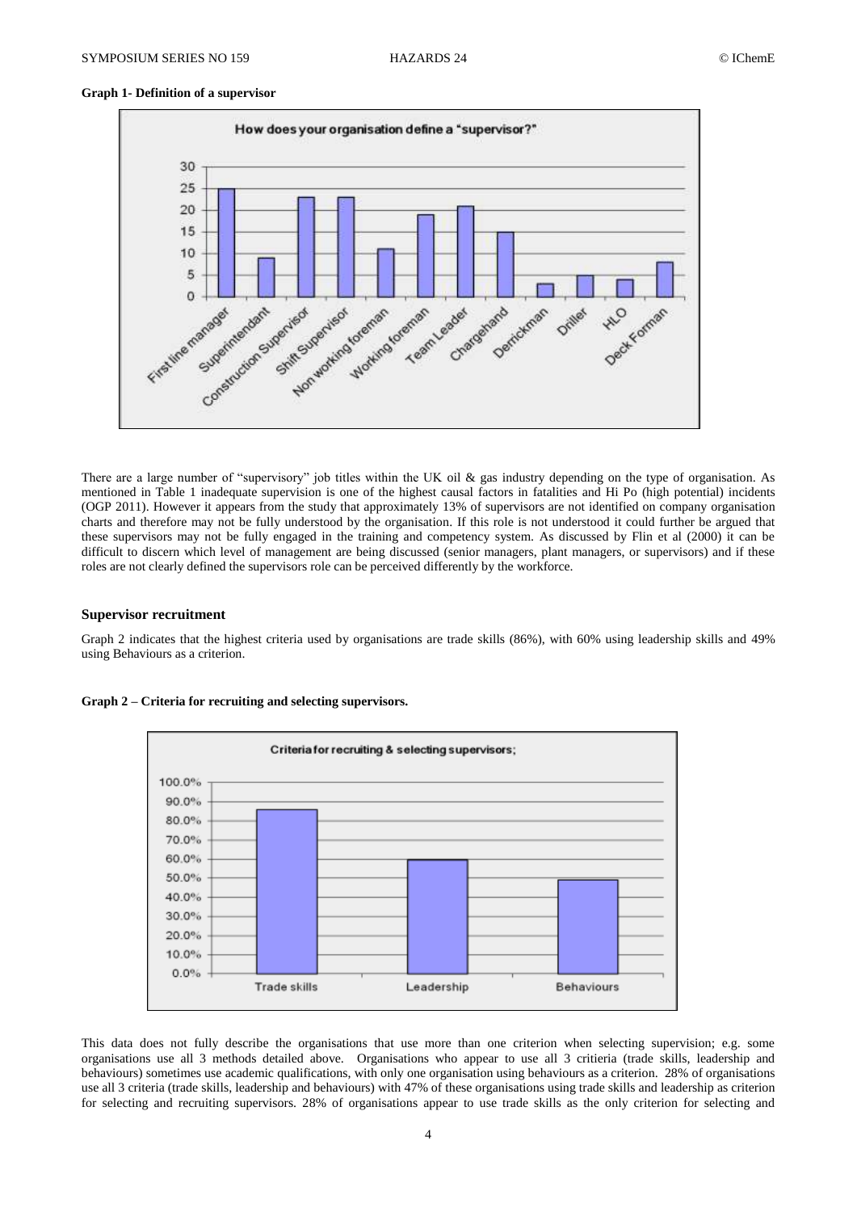**Graph 1- Definition of a supervisor**

There are a large number of "supervisory" job titles within the UK oil & gas industry depending on the type of organisation. As mentioned in Table 1 inadequate supervision is one of the highest causal factors in fatalities and Hi Po (high potential) incidents (OGP 2011). However it appears from the study that approximately 13% of supervisors are not identified on company organisation charts and therefore may not be fully understood by the organisation. If this role is not understood it could further be argued that these supervisors may not be fully engaged in the training and competency system. As discussed by Flin et al (2000) it can be difficult to discern which level of management are being discussed (senior managers, plant managers, or supervisors) and if these roles are not clearly defined the supervisors role can be perceived differently by the workforce.

## Supervisor recruitment

Graph 2 indicates that the highest criteria used by organisations are trade skills (86%), with 60% using leadership skills and 49% using Behaviours as a criterion.

**Graph 2 – Criteria for recruiting and selecting supervisors.**

This data does not fully describe the organisations that use more than one criterion when selecting supervision; e.g. some organisations use all 3 methods detailed above. Organisations who appear to use all 3 critieria (trade skills, leadership and behaviours) sometimes use academic qualifications, with only one organisation using behaviours as a criterion. 28% of organisations use all 3 criteria (trade skills, leadership and behaviours) with 47% of these organisations using trade skills and leadership as criterion for selecting and recruiting supervisors. 28% of organisations appear to use trade skills as the only criterion for selecting and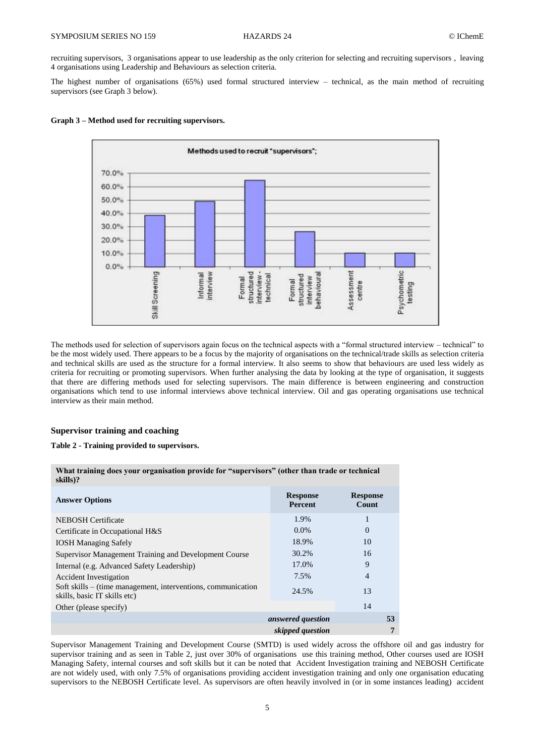recruiting supervisors, 3 organisations appear to use leadership as the only criterion for selecting and recruiting supervisors , leaving 4 organisations using Leadership and Behaviours as selection criteria.

The highest number of organisations (65%) used formal structured interview – technical, as the main method of recruiting supervisors (see Graph 3 below).

**Graph 3 – Method used for recruiting supervisors.**

The methods used for selection of supervisors again focus on the technical aspects with a "formal structured interview – technical" to be the most widely used. There appears to be a focus by the majority of organisations on the technical/trade skills as selection criteria and technical skills are used as the structure for a formal interview. It also seems to show that behaviours are used less widely as criteria for recruiting or promoting supervisors. When further analysing the data by looking at the type of organisation, it suggests that there are differing methods used for selecting supervisors. The main difference is between engineering and construction organisations which tend to use informal interviews above technical interview. Oil and gas operating organisations use technical interview as their main method.

## Supervisor training and coaching

**Table 2 - Training provided to supervisors.**

| What training does your organisation provide for "supervisors" (other than trade or technical skills)? | | |
|---|---|---|
| **Answer Options** | **Response Percent** | **Response Count** |
| NEBOSH Certificate | 1.9% | 1 |
| Certificate in Occupational H&S | 0.0% | 0 |
| IOSH Managing Safely | 18.9% | 10 |
| Supervisor Management Training and Development Course | 30.2% | 16 |
| Internal (e.g. Advanced Safety Leadership) | 17.0% | 9 |
| Accident Investigation | 7.5% | 4 |
| Soft skills – (time management, interventions, communication skills, basic IT skills etc) | 24.5% | 13 |
| Other (please specify) | | 14 |
| | *answered question* | 53 |
| | *skipped question* | 7 |

Supervisor Management Training and Development Course (SMTD) is used widely across the offshore oil and gas industry for supervisor training and as seen in Table 2, just over 30% of organisations use this training method, Other courses used are IOSH Managing Safety, internal courses and soft skills but it can be noted that Accident Investigation training and NEBOSH Certificate are not widely used, with only 7.5% of organisations providing accident investigation training and only one organisation educating supervisors to the NEBOSH Certificate level. As supervisors are often heavily involved in (or in some instances leading) accident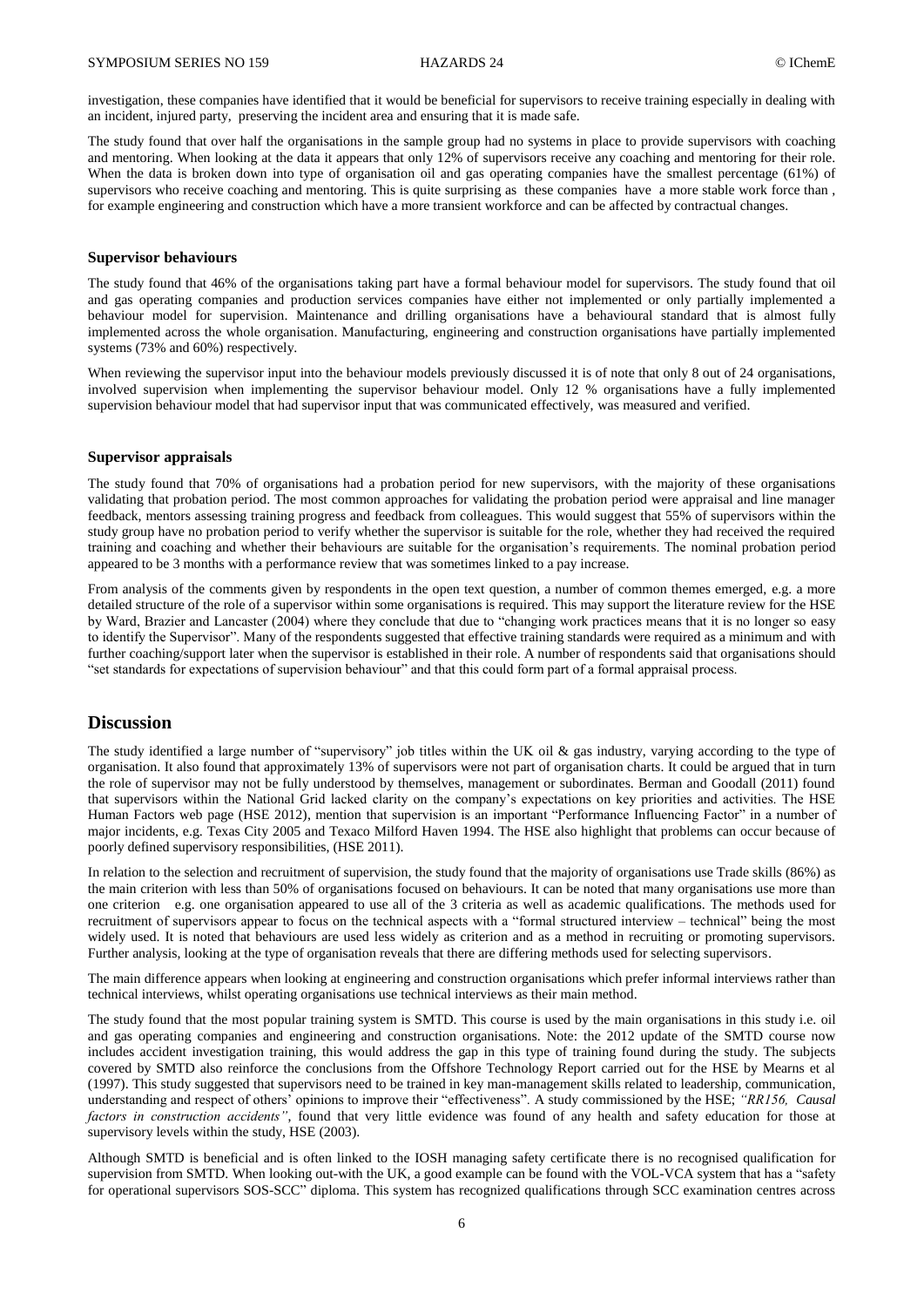investigation, these companies have identified that it would be beneficial for supervisors to receive training especially in dealing with an incident, injured party, preserving the incident area and ensuring that it is made safe.

The study found that over half the organisations in the sample group had no systems in place to provide supervisors with coaching and mentoring. When looking at the data it appears that only 12% of supervisors receive any coaching and mentoring for their role. When the data is broken down into type of organisation oil and gas operating companies have the smallest percentage (61%) of supervisors who receive coaching and mentoring. This is quite surprising as these companies have a more stable work force than , for example engineering and construction which have a more transient workforce and can be affected by contractual changes.

### Supervisor behaviours

The study found that 46% of the organisations taking part have a formal behaviour model for supervisors. The study found that oil and gas operating companies and production services companies have either not implemented or only partially implemented a behaviour model for supervision. Maintenance and drilling organisations have a behavioural standard that is almost fully implemented across the whole organisation. Manufacturing, engineering and construction organisations have partially implemented systems (73% and 60%) respectively.

When reviewing the supervisor input into the behaviour models previously discussed it is of note that only 8 out of 24 organisations, involved supervision when implementing the supervisor behaviour model. Only 12 % organisations have a fully implemented supervision behaviour model that had supervisor input that was communicated effectively, was measured and verified.

### Supervisor appraisals

The study found that 70% of organisations had a probation period for new supervisors, with the majority of these organisations validating that probation period. The most common approaches for validating the probation period were appraisal and line manager feedback, mentors assessing training progress and feedback from colleagues. This would suggest that 55% of supervisors within the study group have no probation period to verify whether the supervisor is suitable for the role, whether they had received the required training and coaching and whether their behaviours are suitable for the organisation's requirements. The nominal probation period appeared to be 3 months with a performance review that was sometimes linked to a pay increase.

From analysis of the comments given by respondents in the open text question, a number of common themes emerged, e.g. a more detailed structure of the role of a supervisor within some organisations is required. This may support the literature review for the HSE by Ward, Brazier and Lancaster (2004) where they conclude that due to "changing work practices means that it is no longer so easy to identify the Supervisor". Many of the respondents suggested that effective training standards were required as a minimum and with further coaching/support later when the supervisor is established in their role. A number of respondents said that organisations should "set standards for expectations of supervision behaviour" and that this could form part of a formal appraisal process.

## Discussion

The study identified a large number of "supervisory" job titles within the UK oil & gas industry, varying according to the type of organisation. It also found that approximately 13% of supervisors were not part of organisation charts. It could be argued that in turn the role of supervisor may not be fully understood by themselves, management or subordinates. Berman and Goodall (2011) found that supervisors within the National Grid lacked clarity on the company's expectations on key priorities and activities. The HSE Human Factors web page (HSE 2012), mention that supervision is an important "Performance Influencing Factor" in a number of major incidents, e.g. Texas City 2005 and Texaco Milford Haven 1994. The HSE also highlight that problems can occur because of poorly defined supervisory responsibilities, (HSE 2011).

In relation to the selection and recruitment of supervision, the study found that the majority of organisations use Trade skills (86%) as the main criterion with less than 50% of organisations focused on behaviours. It can be noted that many organisations use more than one criterion e.g. one organisation appeared to use all of the 3 criteria as well as academic qualifications. The methods used for recruitment of supervisors appear to focus on the technical aspects with a "formal structured interview – technical" being the most widely used. It is noted that behaviours are used less widely as criterion and as a method in recruiting or promoting supervisors. Further analysis, looking at the type of organisation reveals that there are differing methods used for selecting supervisors.

The main difference appears when looking at engineering and construction organisations which prefer informal interviews rather than technical interviews, whilst operating organisations use technical interviews as their main method.

The study found that the most popular training system is SMTD. This course is used by the main organisations in this study i.e. oil and gas operating companies and engineering and construction organisations. Note: the 2012 update of the SMTD course now includes accident investigation training, this would address the gap in this type of training found during the study. The subjects covered by SMTD also reinforce the conclusions from the Offshore Technology Report carried out for the HSE by Mearns et al (1997). This study suggested that supervisors need to be trained in key man-management skills related to leadership, communication, understanding and respect of others' opinions to improve their "effectiveness". A study commissioned by the HSE; *"RR156, Causal factors in construction accidents"*, found that very little evidence was found of any health and safety education for those at supervisory levels within the study, HSE (2003).

Although SMTD is beneficial and is often linked to the IOSH managing safety certificate there is no recognised qualification for supervision from SMTD. When looking out-with the UK, a good example can be found with the VOL-VCA system that has a "safety for operational supervisors SOS-SCC" diploma. This system has recognized qualifications through SCC examination centres across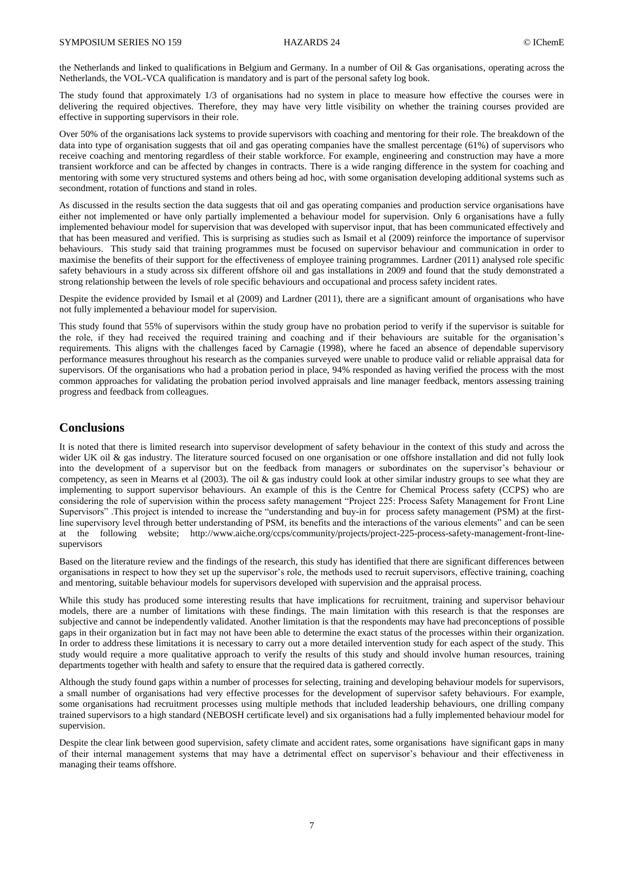the Netherlands and linked to qualifications in Belgium and Germany. In a number of Oil & Gas organisations, operating across the Netherlands, the VOL-VCA qualification is mandatory and is part of the personal safety log book.

The study found that approximately 1/3 of organisations had no system in place to measure how effective the courses were in delivering the required objectives. Therefore, they may have very little visibility on whether the training courses provided are effective in supporting supervisors in their role.

Over 50% of the organisations lack systems to provide supervisors with coaching and mentoring for their role. The breakdown of the data into type of organisation suggests that oil and gas operating companies have the smallest percentage (61%) of supervisors who receive coaching and mentoring regardless of their stable workforce. For example, engineering and construction may have a more transient workforce and can be affected by changes in contracts. There is a wide ranging difference in the system for coaching and mentoring with some very structured systems and others being ad hoc, with some organisation developing additional systems such as secondment, rotation of functions and stand in roles.

As discussed in the results section the data suggests that oil and gas operating companies and production service organisations have either not implemented or have only partially implemented a behaviour model for supervision. Only 6 organisations have a fully implemented behaviour model for supervision that was developed with supervisor input, that has been communicated effectively and that has been measured and verified. This is surprising as studies such as Ismail et al (2009) reinforce the importance of supervisor behaviours. This study said that training programmes must be focused on supervisor behaviour and communication in order to maximise the benefits of their support for the effectiveness of employee training programmes. Lardner (2011) analysed role specific safety behaviours in a study across six different offshore oil and gas installations in 2009 and found that the study demonstrated a strong relationship between the levels of role specific behaviours and occupational and process safety incident rates.

Despite the evidence provided by Ismail et al (2009) and Lardner (2011), there are a significant amount of organisations who have not fully implemented a behaviour model for supervision.

This study found that 55% of supervisors within the study group have no probation period to verify if the supervisor is suitable for the role, if they had received the required training and coaching and if their behaviours are suitable for the organisation's requirements. This aligns with the challenges faced by Carnagie (1998), where he faced an absence of dependable supervisory performance measures throughout his research as the companies surveyed were unable to produce valid or reliable appraisal data for supervisors. Of the organisations who had a probation period in place, 94% responded as having verified the process with the most common approaches for validating the probation period involved appraisals and line manager feedback, mentors assessing training progress and feedback from colleagues.

## Conclusions

It is noted that there is limited research into supervisor development of safety behaviour in the context of this study and across the wider UK oil & gas industry. The literature sourced focused on one organisation or one offshore installation and did not fully look into the development of a supervisor but on the feedback from managers or subordinates on the supervisor's behaviour or competency, as seen in Mearns et al (2003). The oil & gas industry could look at other similar industry groups to see what they are implementing to support supervisor behaviours. An example of this is the Centre for Chemical Process safety (CCPS) who are considering the role of supervision within the process safety management "Project 225: Process Safety Management for Front Line Supervisors" .This project is intended to increase the "understanding and buy-in for process safety management (PSM) at the first-line supervisory level through better understanding of PSM, its benefits and the interactions of the various elements" and can be seen at the following website; http://www.aiche.org/ccps/community/projects/project-225-process-safety-management-front-line-supervisors

Based on the literature review and the findings of the research, this study has identified that there are significant differences between organisations in respect to how they set up the supervisor's role, the methods used to recruit supervisors, effective training, coaching and mentoring, suitable behaviour models for supervisors developed with supervision and the appraisal process.

While this study has produced some interesting results that have implications for recruitment, training and supervisor behaviour models, there are a number of limitations with these findings. The main limitation with this research is that the responses are subjective and cannot be independently validated. Another limitation is that the respondents may have had preconceptions of possible gaps in their organization but in fact may not have been able to determine the exact status of the processes within their organization. In order to address these limitations it is necessary to carry out a more detailed intervention study for each aspect of the study. This study would require a more qualitative approach to verify the results of this study and should involve human resources, training departments together with health and safety to ensure that the required data is gathered correctly.

Although the study found gaps within a number of processes for selecting, training and developing behaviour models for supervisors, a small number of organisations had very effective processes for the development of supervisor safety behaviours. For example, some organisations had recruitment processes using multiple methods that included leadership behaviours, one drilling company trained supervisors to a high standard (NEBOSH certificate level) and six organisations had a fully implemented behaviour model for supervision.

Despite the clear link between good supervision, safety climate and accident rates, some organisations have significant gaps in many of their internal management systems that may have a detrimental effect on supervisor's behaviour and their effectiveness in managing their teams offshore.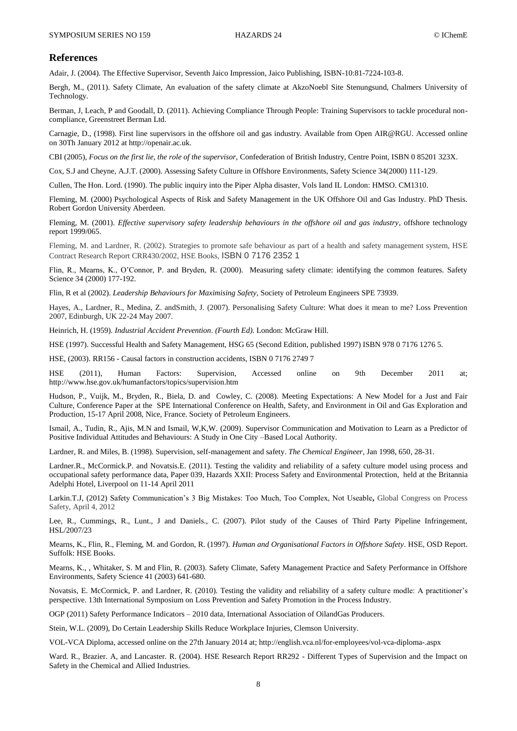## References

Adair, J. (2004). The Effective Supervisor, Seventh Jaico Impression, Jaico Publishing, ISBN-10:81-7224-103-8.

Bergh, M., (2011). Safety Climate, An evaluation of the safety climate at AkzoNoebl Site Stenungsund, Chalmers University of Technology.

Berman, J, Leach, P and Goodall, D. (2011). Achieving Compliance Through People: Training Supervisors to tackle procedural non-compliance, Greenstreet Berman Ltd.

Carnagie, D., (1998). First line supervisors in the offshore oil and gas industry. Available from Open AIR@RGU. Accessed online on 30Th January 2012 at http://openair.ac.uk.

CBI (2005), *Focus on the first lie, the role of the supervisor,* Confederation of British Industry, Centre Point, ISBN 0 85201 323X.

Cox, S.J and Cheyne, A.J.T. (2000). Assessing Safety Culture in Offshore Environments, Safety Science 34(2000) 111-129.

Cullen, The Hon. Lord. (1990). The public inquiry into the Piper Alpha disaster, Vols Iand IL London: HMSO. CM1310.

Fleming, M. (2000) Psychological Aspects of Risk and Safety Management in the UK Offshore Oil and Gas Industry. PhD Thesis. Robert Gordon University Aberdeen.

Fleming, M. (2001). *Effective supervisory safety leadership behaviours in the offshore oil and gas industry*, offshore technology report 1999/065.

Fleming, M. and Lardner, R. (2002). Strategies to promote safe behaviour as part of a health and safety management system, HSE Contract Research Report CRR430/2002, HSE Books, ISBN 0 7176 2352 1

Flin, R., Mearns, K., O'Connor, P. and Bryden, R. (2000). Measuring safety climate: identifying the common features. Safety Science 34 (2000) 177-192.

Flin, R et al (2002). *Leadership Behaviours for Maximising Safety*, Society of Petroleum Engineers SPE 73939.

Hayes, A., Lardner, R., Medina, Z. andSmith, J. (2007). Personalising Safety Culture: What does it mean to me? Loss Prevention 2007, Edinburgh, UK 22-24 May 2007.

Heinrich, H. (1959). *Industrial Accident Prevention. (Fourth Ed).* London: McGraw Hill.

HSE (1997). Successful Health and Safety Management, HSG 65 (Second Edition, published 1997) ISBN 978 0 7176 1276 5.

HSE, (2003). RR156 - Causal factors in construction accidents, ISBN 0 7176 2749 7

HSE (2011), Human Factors: Supervision, Accessed online on 9th December 2011 at; http://www.hse.gov.uk/humanfactors/topics/supervision.htm

Hudson, P., Vuijk, M., Bryden, R., Biela, D. and Cowley, C. (2008). Meeting Expectations: A New Model for a Just and Fair Culture, Conference Paper at the SPE International Conference on Health, Safety, and Environment in Oil and Gas Exploration and Production, 15-17 April 2008, Nice, France. Society of Petroleum Engineers.

Ismail, A., Tudin, R., Ajis, M.N and Ismail, W,K,W. (2009). Supervisor Communication and Motivation to Learn as a Predictor of Positive Individual Attitudes and Behaviours: A Study in One City –Based Local Authority.

Lardner, R. and Miles, B. (1998). Supervision, self-management and safety. *The Chemical Engineer,* Jan 1998, 650, 28-31.

Lardner.R., McCormick.P. and Novatsis.E. (2011). Testing the validity and reliability of a safety culture model using process and occupational safety performance data, Paper 039, Hazards XXII: Process Safety and Environmental Protection, held at the Britannia Adelphi Hotel, Liverpool on 11-14 April 2011

Larkin.T.J, (2012) Safety Communication's 3 Big Mistakes: Too Much, Too Complex, Not Useable**,** Global Congress on Process Safety, April 4, 2012

Lee, R., Cummings, R., Lunt., J and Daniels., C. (2007). Pilot study of the Causes of Third Party Pipeline Infringement, HSL/2007/23

Mearns, K., Flin, R., Fleming, M. and Gordon, R. (1997). *Human and Organisational Factors in Offshore Safety*. HSE, OSD Report. Suffolk: HSE Books.

Mearns, K., , Whitaker, S. M and Flin, R. (2003). Safety Climate, Safety Management Practice and Safety Performance in Offshore Environments, Safety Science 41 (2003) 641-680.

Novatsis, E. McCormick, P. and Lardner, R. (2010). Testing the validity and reliability of a safety culture modle: A practitioner's perspective. 13th International Symposium on Loss Prevention and Safety Promotion in the Process Industry.

OGP (2011) Safety Performance Indicators – 2010 data, International Association of OilandGas Producers.

Stein, W.L. (2009), Do Certain Leadership Skills Reduce Workplace Injuries, Clemson University.

VOL-VCA Diploma, accessed online on the 27th January 2014 at; http://english.vca.nl/for-employees/vol-vca-diploma-.aspx

Ward. R., Brazier. A, and Lancaster. R. (2004). HSE Research Report RR292 - Different Types of Supervision and the Impact on Safety in the Chemical and Allied Industries.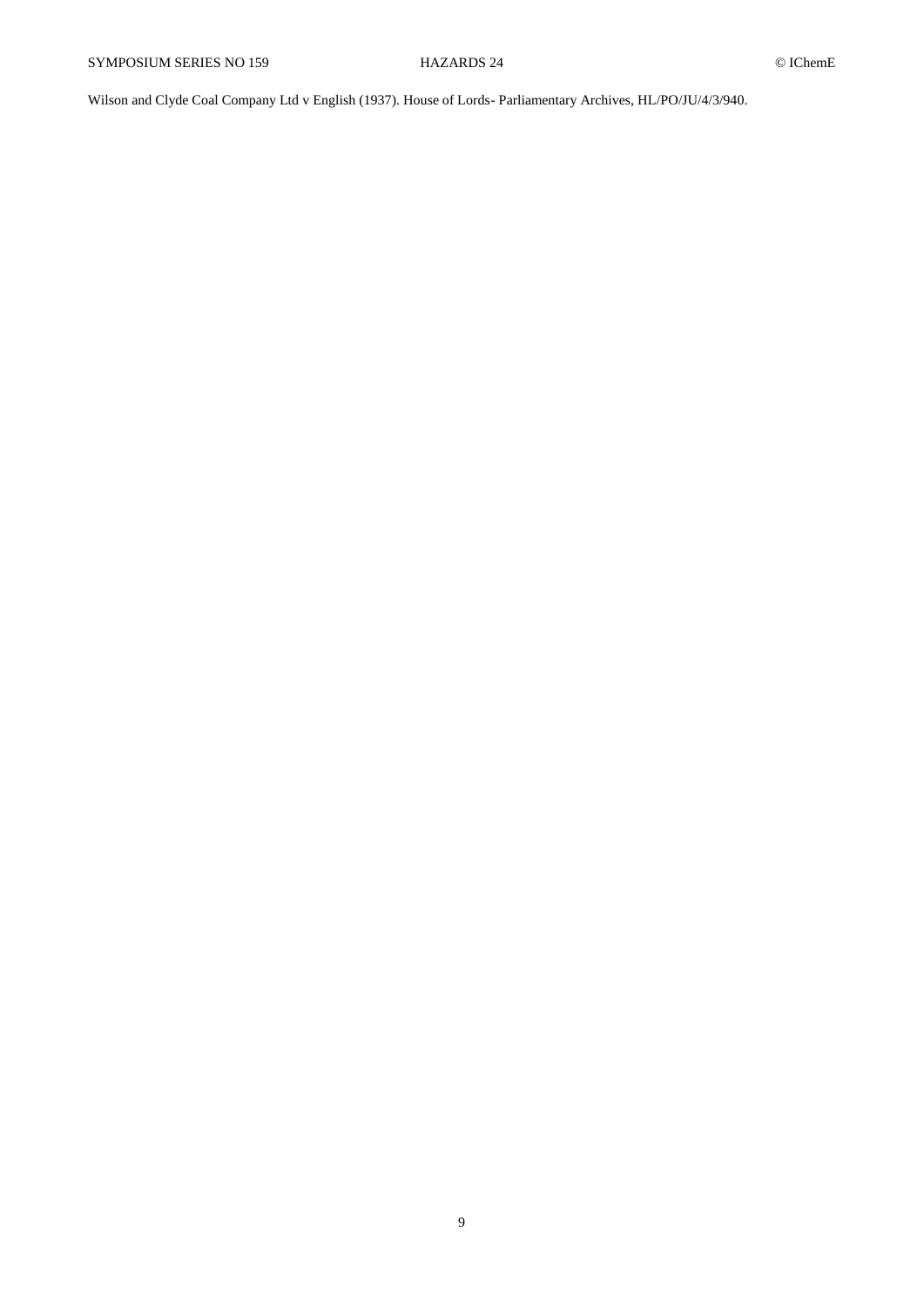Wilson and Clyde Coal Company Ltd v English (1937). House of Lords- Parliamentary Archives, HL/PO/JU/4/3/940.